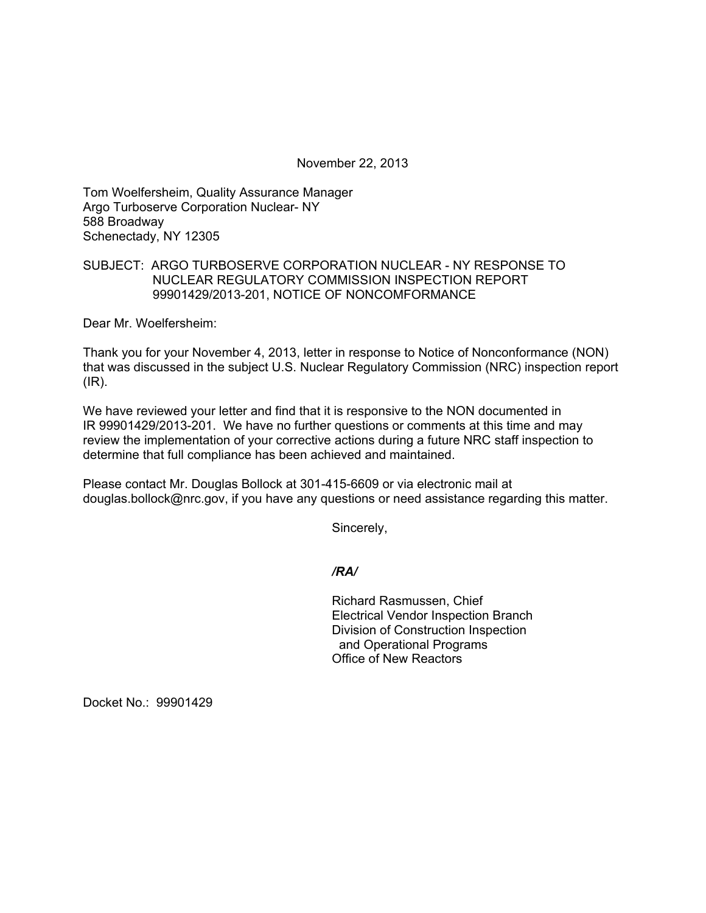November 22, 2013

Tom Woelfersheim, Quality Assurance Manager
Argo Turboserve Corporation Nuclear- NY
588 Broadway
Schenectady, NY 12305

SUBJECT: ARGO TURBOSERVE CORPORATION NUCLEAR - NY RESPONSE TO NUCLEAR REGULATORY COMMISSION INSPECTION REPORT 99901429/2013-201, NOTICE OF NONCOMFORMANCE

Dear Mr. Woelfersheim:

Thank you for your November 4, 2013, letter in response to Notice of Nonconformance (NON) that was discussed in the subject U.S. Nuclear Regulatory Commission (NRC) inspection report (IR).

We have reviewed your letter and find that it is responsive to the NON documented in IR 99901429/2013-201. We have no further questions or comments at this time and may review the implementation of your corrective actions during a future NRC staff inspection to determine that full compliance has been achieved and maintained.

Please contact Mr. Douglas Bollock at 301-415-6609 or via electronic mail at douglas.bollock@nrc.gov, if you have any questions or need assistance regarding this matter.

Sincerely,

*/RA/*

Richard Rasmussen, Chief
Electrical Vendor Inspection Branch
Division of Construction Inspection
and Operational Programs
Office of New Reactors

Docket No.: 99901429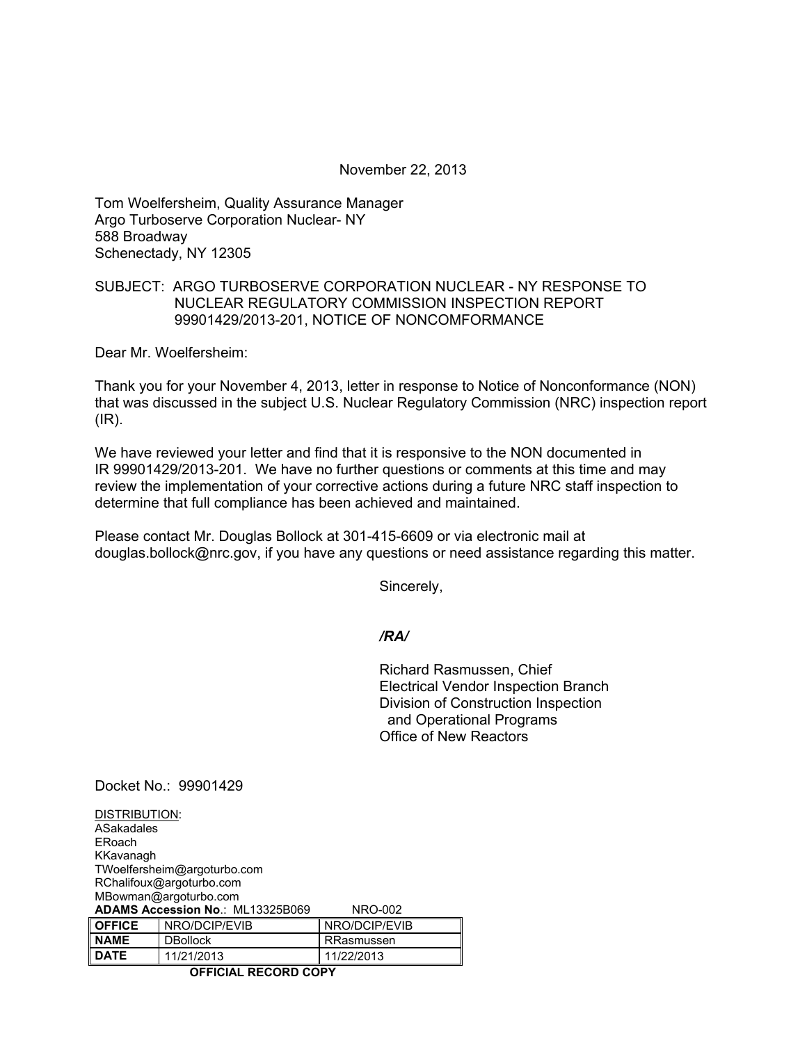November 22, 2013

Tom Woelfersheim, Quality Assurance Manager
Argo Turboserve Corporation Nuclear- NY
588 Broadway
Schenectady, NY 12305

SUBJECT: ARGO TURBOSERVE CORPORATION NUCLEAR - NY RESPONSE TO NUCLEAR REGULATORY COMMISSION INSPECTION REPORT 99901429/2013-201, NOTICE OF NONCOMFORMANCE

Dear Mr. Woelfersheim:

Thank you for your November 4, 2013, letter in response to Notice of Nonconformance (NON) that was discussed in the subject U.S. Nuclear Regulatory Commission (NRC) inspection report (IR).

We have reviewed your letter and find that it is responsive to the NON documented in IR 99901429/2013-201. We have no further questions or comments at this time and may review the implementation of your corrective actions during a future NRC staff inspection to determine that full compliance has been achieved and maintained.

Please contact Mr. Douglas Bollock at 301-415-6609 or via electronic mail at douglas.bollock@nrc.gov, if you have any questions or need assistance regarding this matter.

Sincerely,

*/RA/*

Richard Rasmussen, Chief
Electrical Vendor Inspection Branch
Division of Construction Inspection
and Operational Programs
Office of New Reactors

Docket No.: 99901429

DISTRIBUTION:
ASakadales
ERoach
KKavanagh
TWoelfersheim@argoturbo.com
RChalifoux@argoturbo.com
MBowman@argoturbo.com

**ADAMS Accession No**.: ML13325B069 NRO-002

| **OFFICE** | NRO/DCIP/EVIB | NRO/DCIP/EVIB |
|---|---|---|
| **NAME** | DBollock | RRasmussen |
| **DATE** | 11/21/2013 | 11/22/2013 |

**OFFICIAL RECORD COPY**